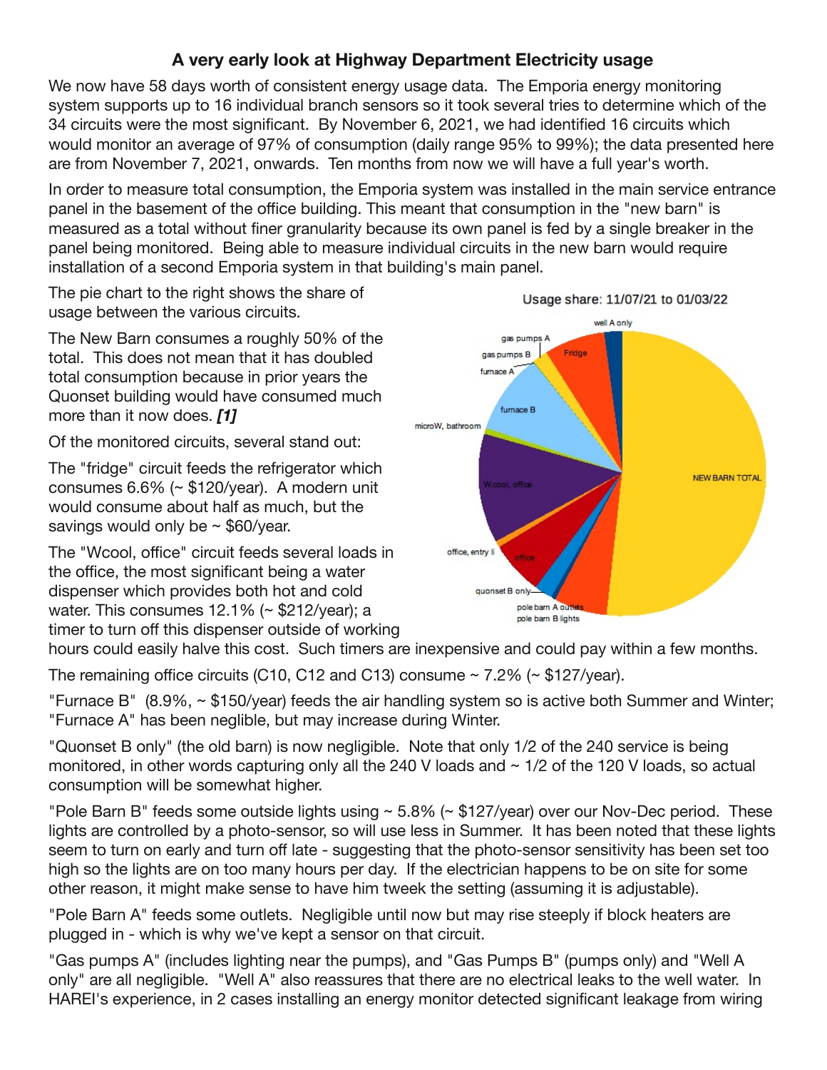# A very early look at Highway Department Electricity usage

We now have 58 days worth of consistent energy usage data. The Emporia energy monitoring system supports up to 16 individual branch sensors so it took several tries to determine which of the 34 circuits were the most significant. By November 6, 2021, we had identified 16 circuits which would monitor an average of 97% of consumption (daily range 95% to 99%); the data presented here are from November 7, 2021, onwards. Ten months from now we will have a full year's worth.

In order to measure total consumption, the Emporia system was installed in the main service entrance panel in the basement of the office building. This meant that consumption in the "new barn" is measured as a total without finer granularity because its own panel is fed by a single breaker in the panel being monitored. Being able to measure individual circuits in the new barn would require installation of a second Emporia system in that building's main panel.

The pie chart to the right shows the share of usage between the various circuits.

Usage share: 11/07/21 to 01/03/22

The New Barn consumes a roughly 50% of the total. This does not mean that it has doubled total consumption because in prior years the Quonset building would have consumed much more than it now does. ***[1]***

Of the monitored circuits, several stand out:

The "fridge" circuit feeds the refrigerator which consumes 6.6% (~ $120/year). A modern unit would consume about half as much, but the savings would only be ~ $60/year.

The "Wcool, office" circuit feeds several loads in the office, the most significant being a water dispenser which provides both hot and cold water. This consumes 12.1% (~ $212/year); a timer to turn off this dispenser outside of working hours could easily halve this cost. Such timers are inexpensive and could pay within a few months.

The remaining office circuits (C10, C12 and C13) consume ~ 7.2% (~ $127/year).

"Furnace B" (8.9%, ~ $150/year) feeds the air handling system so is active both Summer and Winter; "Furnace A" has been neglible, but may increase during Winter.

"Quonset B only" (the old barn) is now negligible. Note that only 1/2 of the 240 service is being monitored, in other words capturing only all the 240 V loads and ~ 1/2 of the 120 V loads, so actual consumption will be somewhat higher.

"Pole Barn B" feeds some outside lights using ~ 5.8% (~ $127/year) over our Nov-Dec period. These lights are controlled by a photo-sensor, so will use less in Summer. It has been noted that these lights seem to turn on early and turn off late - suggesting that the photo-sensor sensitivity has been set too high so the lights are on too many hours per day. If the electrician happens to be on site for some other reason, it might make sense to have him tweek the setting (assuming it is adjustable).

"Pole Barn A" feeds some outlets. Negligible until now but may rise steeply if block heaters are plugged in - which is why we've kept a sensor on that circuit.

"Gas pumps A" (includes lighting near the pumps), and "Gas Pumps B" (pumps only) and "Well A only" are all negligible. "Well A" also reassures that there are no electrical leaks to the well water. In HAREI's experience, in 2 cases installing an energy monitor detected significant leakage from wiring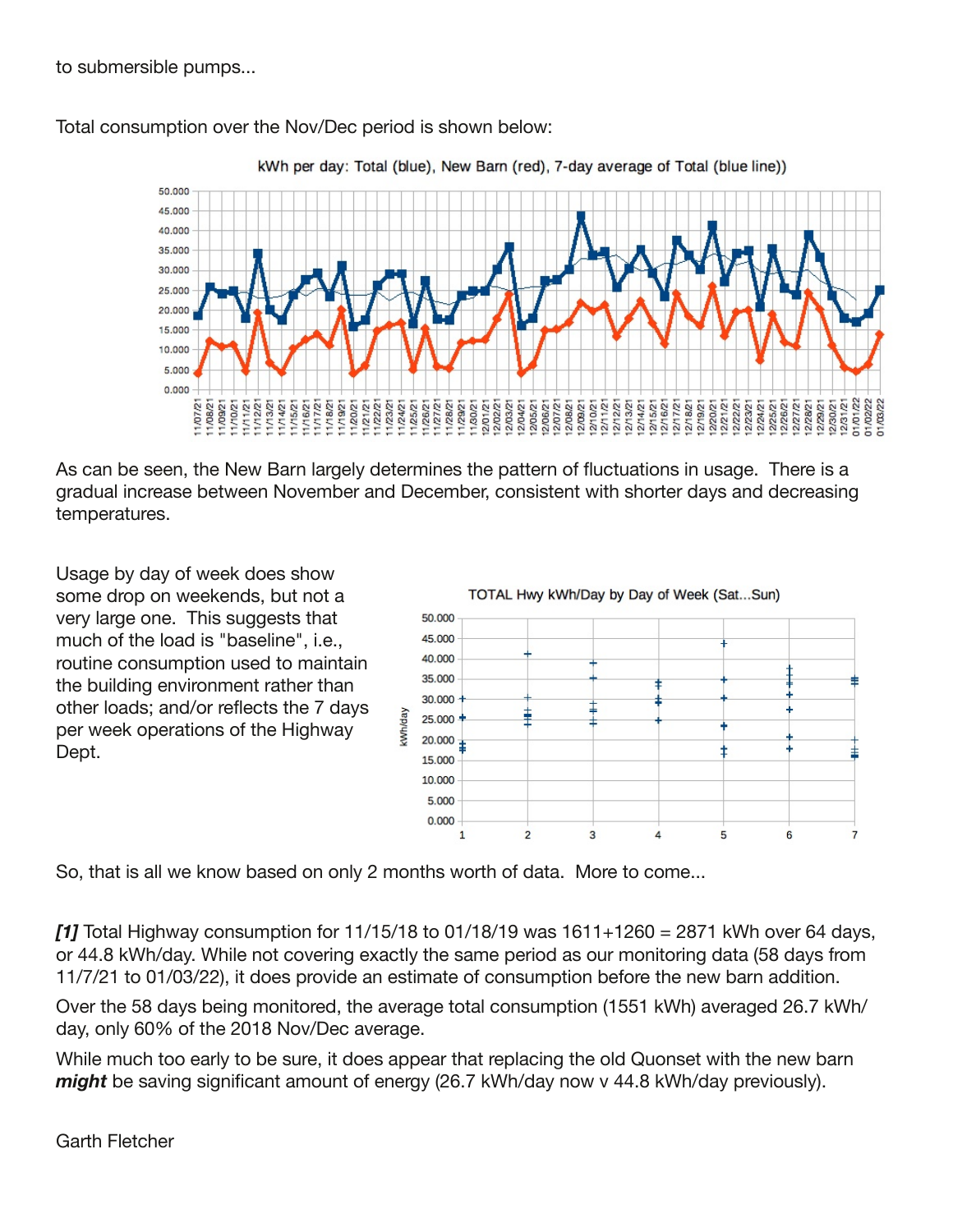to submersible pumps...

Total consumption over the Nov/Dec period is shown below:

kWh per day: Total (blue), New Barn (red), 7-day average of Total (blue line))

50.000
45.000
40.000
35.000
30.000
25.000
20.000
15.000
10.000
5.000
0.000

11/07/21 11/08/21 11/09/21 11/10/21 11/11/21 11/12/21 11/13/21 11/14/21 11/15/21 11/16/21 11/17/21 11/18/21 11/19/21 11/20/21 11/21/21 11/22/21 11/23/21 11/24/21 11/25/21 11/26/21 11/27/21 11/28/21 11/29/21 11/30/21 12/01/21 12/02/21 12/03/21 12/04/21 12/05/21 12/06/21 12/07/21 12/08/21 12/09/21 12/10/21 12/11/21 12/12/21 12/13/21 12/14/21 12/15/21 12/16/21 12/17/21 12/18/21 12/19/21 12/20/21 12/21/21 12/22/21 12/23/21 12/24/21 12/25/21 12/26/21 12/27/21 12/28/21 12/29/21 12/30/21 12/31/21 01/01/22 01/02/22 01/03/22

As can be seen, the New Barn largely determines the pattern of fluctuations in usage. There is a gradual increase between November and December, consistent with shorter days and decreasing temperatures.

Usage by day of week does show some drop on weekends, but not a very large one. This suggests that much of the load is "baseline", i.e., routine consumption used to maintain the building environment rather than other loads; and/or reflects the 7 days per week operations of the Highway Dept.

TOTAL Hwy kWh/Day by Day of Week (Sat...Sun)

kWh/day

50.000
45.000
40.000
35.000
30.000
25.000
20.000
15.000
10.000
5.000
0.000

1 2 3 4 5 6 7

So, that is all we know based on only 2 months worth of data. More to come...

***[1]*** Total Highway consumption for 11/15/18 to 01/18/19 was 1611+1260 = 2871 kWh over 64 days, or 44.8 kWh/day. While not covering exactly the same period as our monitoring data (58 days from 11/7/21 to 01/03/22), it does provide an estimate of consumption before the new barn addition.

Over the 58 days being monitored, the average total consumption (1551 kWh) averaged 26.7 kWh/day, only 60% of the 2018 Nov/Dec average.

While much too early to be sure, it does appear that replacing the old Quonset with the new barn ***might*** be saving significant amount of energy (26.7 kWh/day now v 44.8 kWh/day previously).

Garth Fletcher